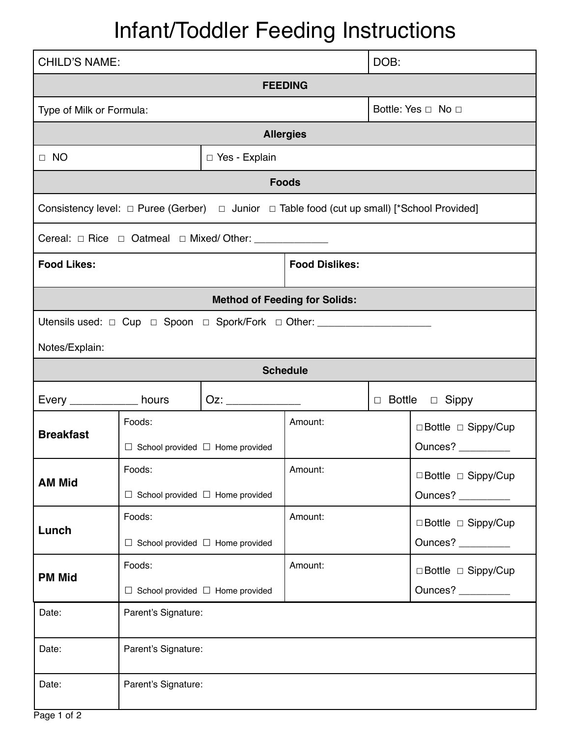# Infant/Toddler Feeding Instructions

| CHILD'S NAME: | | | | DOB: |
|---|---|---|---|---|
| **FEEDING** | | | | |
| Type of Milk or Formula: | | | | Bottle: Yes ☐ No ☐ |
| **Allergies** | | | | |
| ☐ NO | ☐ Yes - Explain | | | |
| **Foods** | | | | |
| Consistency level: ☐ Puree (Gerber) ☐ Junior ☐ Table food (cut up small) [*School Provided] | | | | |
| Cereal: ☐ Rice ☐ Oatmeal ☐ Mixed/ Other: ____________ | | | | |
| **Food Likes:** | | **Food Dislikes:** | | |
| **Method of Feeding for Solids:** | | | | |
| Utensils used: ☐ Cup ☐ Spoon ☐ Spork/Fork ☐ Other: ___________________ <br> Notes/Explain: | | | | |
| **Schedule** | | | | |
| Every __________ hours | Oz: ___________ | | ☐ Bottle ☐ Sippy | |
| **Breakfast** | Foods: <br> ☐ School provided ☐ Home provided | Amount: | ☐Bottle ☐ Sippy/Cup <br> Ounces? ________ | |
| **AM Mid** | Foods: <br> ☐ School provided ☐ Home provided | Amount: | ☐Bottle ☐ Sippy/Cup <br> Ounces? ________ | |
| **Lunch** | Foods: <br> ☐ School provided ☐ Home provided | Amount: | ☐Bottle ☐ Sippy/Cup <br> Ounces? ________ | |
| **PM Mid** | Foods: <br> ☐ School provided ☐ Home provided | Amount: | ☐Bottle ☐ Sippy/Cup <br> Ounces? ________ | |

| Date: | Parent's Signature: |
|---|---|
| Date: | Parent's Signature: |
| Date: | Parent's Signature: |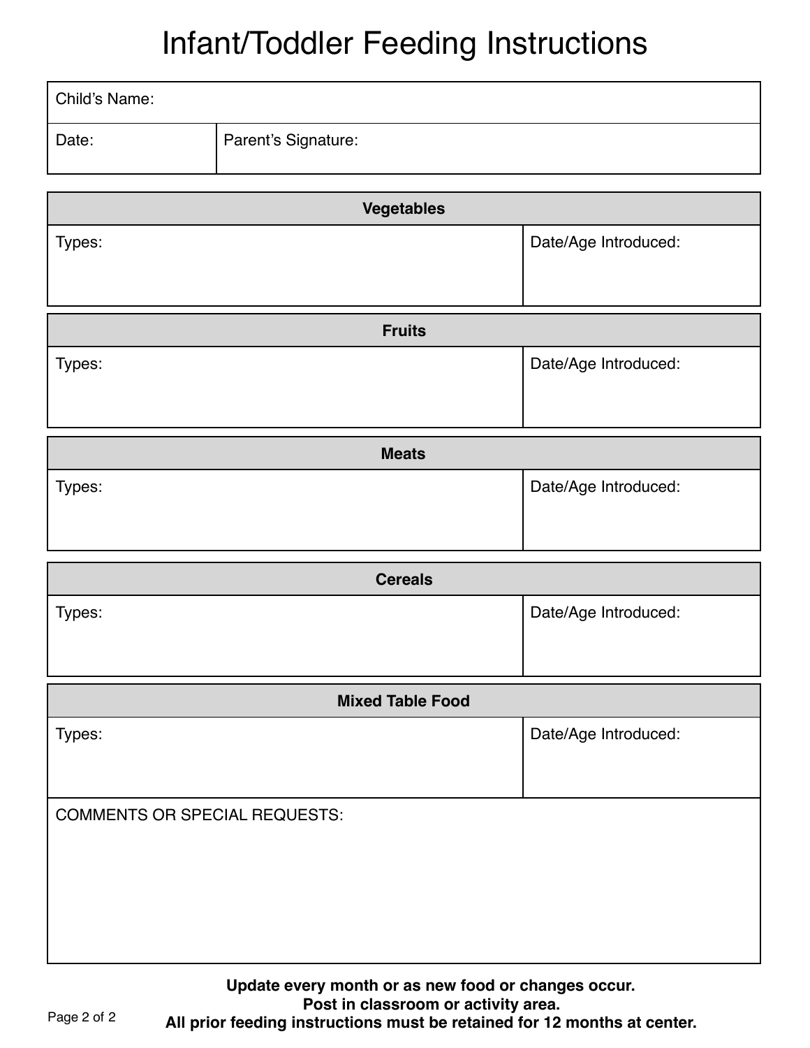# Infant/Toddler Feeding Instructions

| Child's Name: | |
|---|---|
| Date: | Parent's Signature: |

| Vegetables | |
|---|---|
| Types: | Date/Age Introduced: |

| Fruits | |
|---|---|
| Types: | Date/Age Introduced: |

| Meats | |
|---|---|
| Types: | Date/Age Introduced: |

| Cereals | |
|---|---|
| Types: | Date/Age Introduced: |

| Mixed Table Food | |
|---|---|
| Types: | Date/Age Introduced: |
| COMMENTS OR SPECIAL REQUESTS: | |

**Update every month or as new food or changes occur.**
**Post in classroom or activity area.**
**All prior feeding instructions must be retained for 12 months at center.**